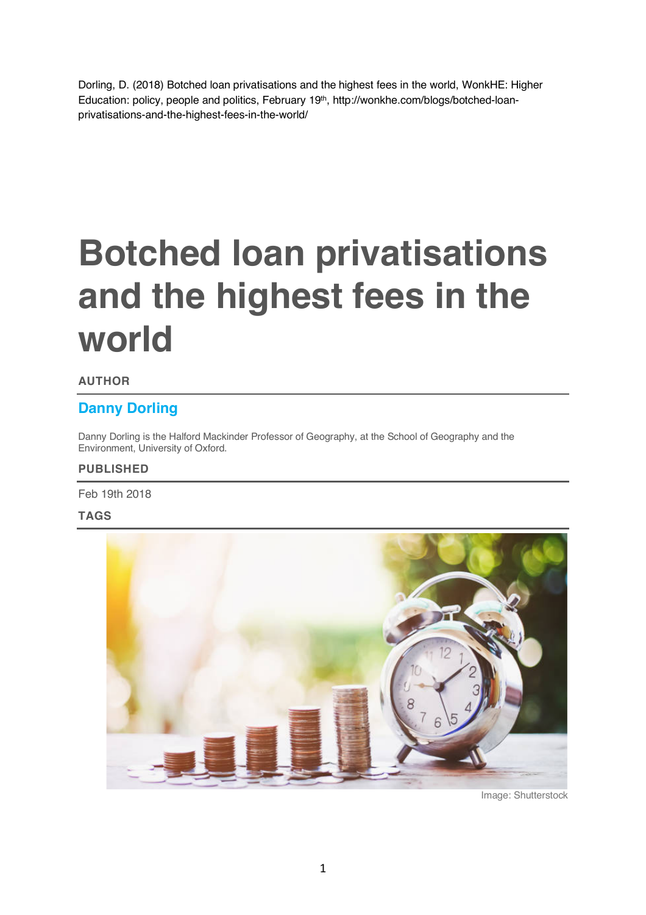Dorling, D. (2018) Botched loan privatisations and the highest fees in the world, WonkHE: Higher Education: policy, people and politics, February 19th, http://wonkhe.com/blogs/botched-loan-privatisations-and-the-highest-fees-in-the-world/

# Botched loan privatisations and the highest fees in the world

**AUTHOR**

**Danny Dorling**

Danny Dorling is the Halford Mackinder Professor of Geography, at the School of Geography and the Environment, University of Oxford.

**PUBLISHED**

Feb 19th 2018

**TAGS**

Image: Shutterstock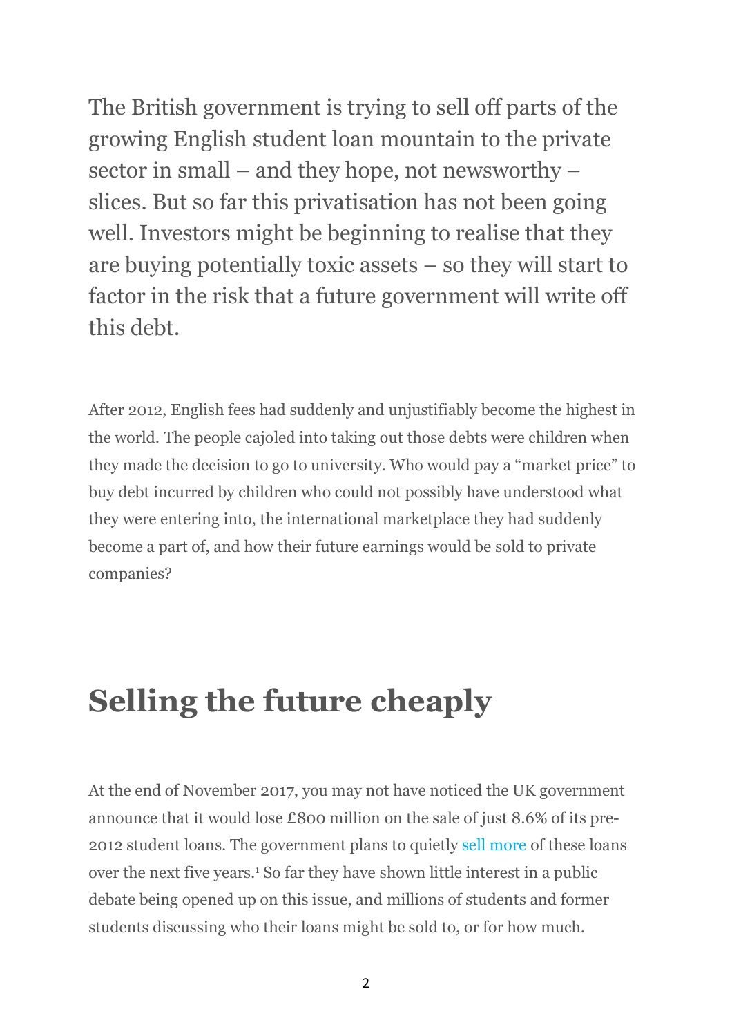The British government is trying to sell off parts of the growing English student loan mountain to the private sector in small – and they hope, not newsworthy – slices. But so far this privatisation has not been going well. Investors might be beginning to realise that they are buying potentially toxic assets – so they will start to factor in the risk that a future government will write off this debt.

After 2012, English fees had suddenly and unjustifiably become the highest in the world. The people cajoled into taking out those debts were children when they made the decision to go to university. Who would pay a "market price" to buy debt incurred by children who could not possibly have understood what they were entering into, the international marketplace they had suddenly become a part of, and how their future earnings would be sold to private companies?

## Selling the future cheaply

At the end of November 2017, you may not have noticed the UK government announce that it would lose £800 million on the sale of just 8.6% of its pre-2012 student loans. The government plans to quietly sell more of these loans over the next five years.[1] So far they have shown little interest in a public debate being opened up on this issue, and millions of students and former students discussing who their loans might be sold to, or for how much.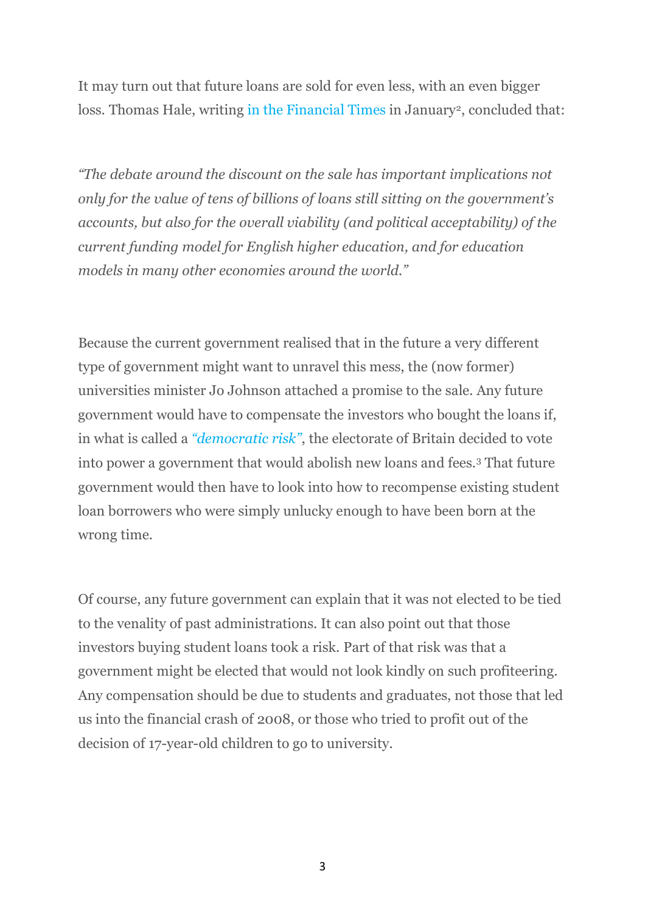It may turn out that future loans are sold for even less, with an even bigger loss. Thomas Hale, writing in the Financial Times in January[2], concluded that:

*"The debate around the discount on the sale has important implications not only for the value of tens of billions of loans still sitting on the government's accounts, but also for the overall viability (and political acceptability) of the current funding model for English higher education, and for education models in many other economies around the world."*

Because the current government realised that in the future a very different type of government might want to unravel this mess, the (now former) universities minister Jo Johnson attached a promise to the sale. Any future government would have to compensate the investors who bought the loans if, in what is called a *"democratic risk"*, the electorate of Britain decided to vote into power a government that would abolish new loans and fees.[3] That future government would then have to look into how to recompense existing student loan borrowers who were simply unlucky enough to have been born at the wrong time.

Of course, any future government can explain that it was not elected to be tied to the venality of past administrations. It can also point out that those investors buying student loans took a risk. Part of that risk was that a government might be elected that would not look kindly on such profiteering. Any compensation should be due to students and graduates, not those that led us into the financial crash of 2008, or those who tried to profit out of the decision of 17-year-old children to go to university.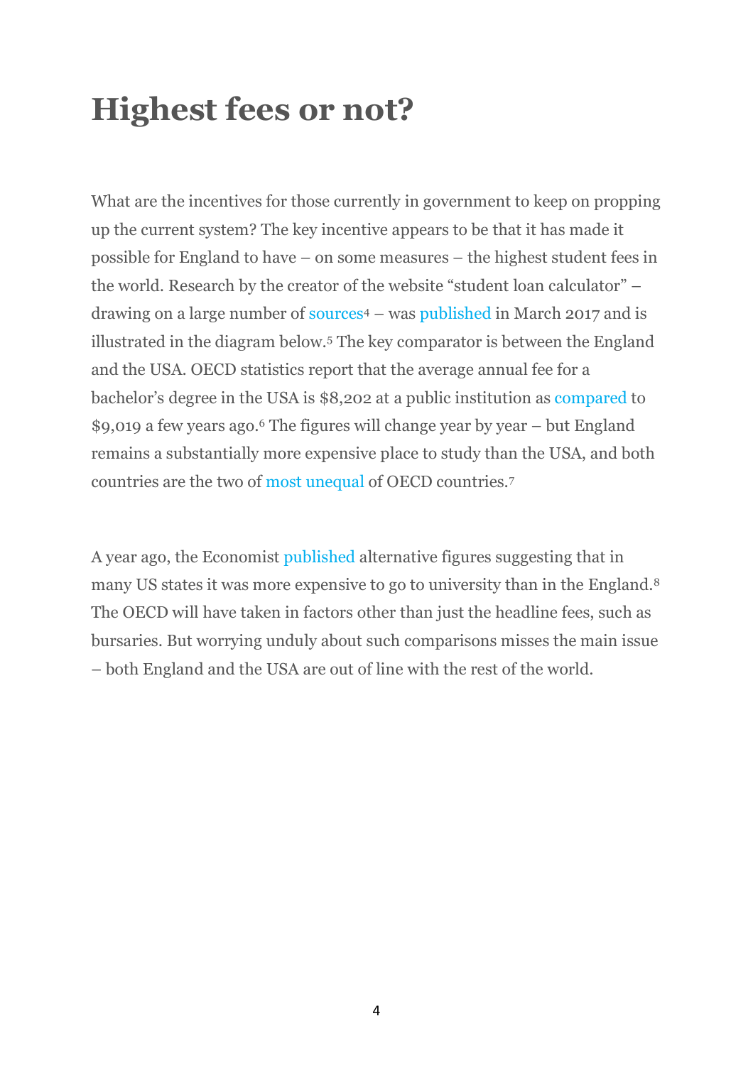# Highest fees or not?

What are the incentives for those currently in government to keep on propping up the current system? The key incentive appears to be that it has made it possible for England to have – on some measures – the highest student fees in the world. Research by the creator of the website "student loan calculator" – drawing on a large number of sources[4] – was published in March 2017 and is illustrated in the diagram below.[5] The key comparator is between the England and the USA. OECD statistics report that the average annual fee for a bachelor's degree in the USA is $8,202 at a public institution as compared to $9,019 a few years ago.[6] The figures will change year by year – but England remains a substantially more expensive place to study than the USA, and both countries are the two of most unequal of OECD countries.[7]

A year ago, the Economist published alternative figures suggesting that in many US states it was more expensive to go to university than in the England.[8] The OECD will have taken in factors other than just the headline fees, such as bursaries. But worrying unduly about such comparisons misses the main issue – both England and the USA are out of line with the rest of the world.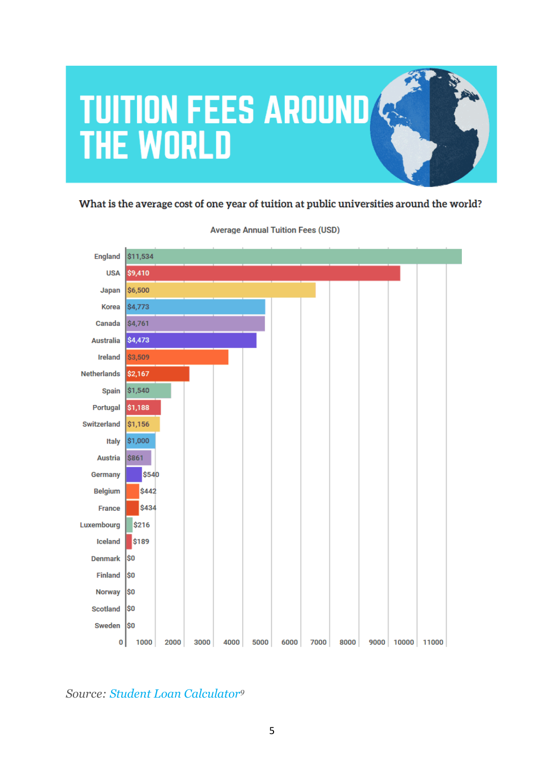# TUITION FEES AROUND THE WORLD

**What is the average cost of one year of tuition at public universities around the world?**

Average Annual Tuition Fees (USD)

| Country | Average Annual Tuition Fees (USD) |
| --- | --- |
| England | $11,534 |
| USA | $9,410 |
| Japan | $6,500 |
| Korea | $4,773 |
| Canada | $4,761 |
| Australia | $4,473 |
| Ireland | $3,509 |
| Netherlands | $2,167 |
| Spain | $1,540 |
| Portugal | $1,188 |
| Switzerland | $1,156 |
| Italy | $1,000 |
| Austria | $861 |
| Germany | $540 |
| Belgium | $442 |
| France | $434 |
| Luxembourg | $216 |
| Iceland | $189 |
| Denmark | $0 |
| Finland | $0 |
| Norway | $0 |
| Scotland | $0 |
| Sweden | $0 |

*Source: Student Loan Calculator*[9]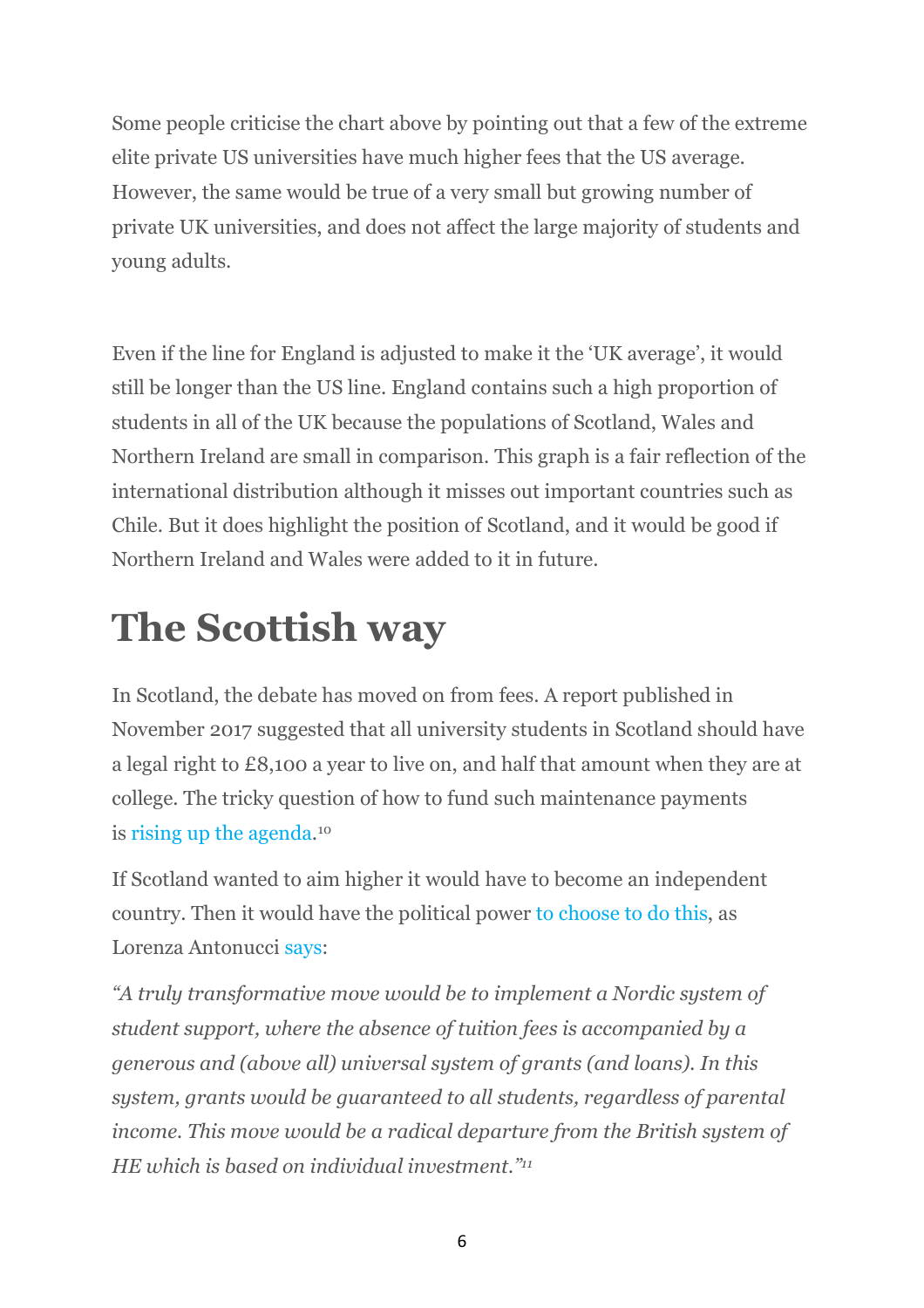Some people criticise the chart above by pointing out that a few of the extreme elite private US universities have much higher fees that the US average. However, the same would be true of a very small but growing number of private UK universities, and does not affect the large majority of students and young adults.

Even if the line for England is adjusted to make it the 'UK average', it would still be longer than the US line. England contains such a high proportion of students in all of the UK because the populations of Scotland, Wales and Northern Ireland are small in comparison. This graph is a fair reflection of the international distribution although it misses out important countries such as Chile. But it does highlight the position of Scotland, and it would be good if Northern Ireland and Wales were added to it in future.

# The Scottish way

In Scotland, the debate has moved on from fees. A report published in November 2017 suggested that all university students in Scotland should have a legal right to £8,100 a year to live on, and half that amount when they are at college. The tricky question of how to fund such maintenance payments is rising up the agenda.[10]

If Scotland wanted to aim higher it would have to become an independent country. Then it would have the political power to choose to do this, as Lorenza Antonucci says:

*"A truly transformative move would be to implement a Nordic system of student support, where the absence of tuition fees is accompanied by a generous and (above all) universal system of grants (and loans). In this system, grants would be guaranteed to all students, regardless of parental income. This move would be a radical departure from the British system of HE which is based on individual investment."*[11]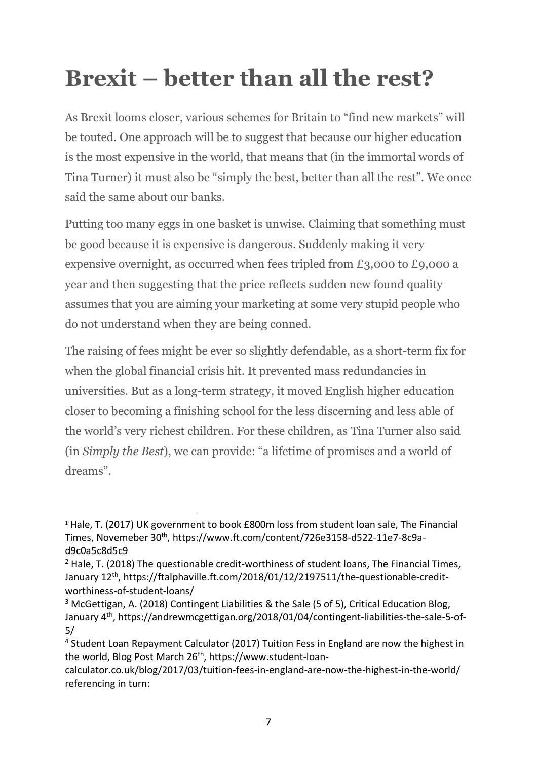# Brexit – better than all the rest?

As Brexit looms closer, various schemes for Britain to "find new markets" will be touted. One approach will be to suggest that because our higher education is the most expensive in the world, that means that (in the immortal words of Tina Turner) it must also be "simply the best, better than all the rest". We once said the same about our banks.

Putting too many eggs in one basket is unwise. Claiming that something must be good because it is expensive is dangerous. Suddenly making it very expensive overnight, as occurred when fees tripled from £3,000 to £9,000 a year and then suggesting that the price reflects sudden new found quality assumes that you are aiming your marketing at some very stupid people who do not understand when they are being conned.

The raising of fees might be ever so slightly defendable, as a short-term fix for when the global financial crisis hit. It prevented mass redundancies in universities. But as a long-term strategy, it moved English higher education closer to becoming a finishing school for the less discerning and less able of the world's very richest children. For these children, as Tina Turner also said (in *Simply the Best*), we can provide: "a lifetime of promises and a world of dreams".

---

[1] Hale, T. (2017) UK government to book £800m loss from student loan sale, The Financial Times, Novemeber 30th, https://www.ft.com/content/726e3158-d522-11e7-8c9a-d9c0a5c8d5c9

[2] Hale, T. (2018) The questionable credit-worthiness of student loans, The Financial Times, January 12th, https://ftalphaville.ft.com/2018/01/12/2197511/the-questionable-credit-worthiness-of-student-loans/

[3] McGettigan, A. (2018) Contingent Liabilities & the Sale (5 of 5), Critical Education Blog, January 4th, https://andrewmcgettigan.org/2018/01/04/contingent-liabilities-the-sale-5-of-5/

[4] Student Loan Repayment Calculator (2017) Tuition Fess in England are now the highest in the world, Blog Post March 26th, https://www.student-loan-calculator.co.uk/blog/2017/03/tuition-fees-in-england-are-now-the-highest-in-the-world/ referencing in turn: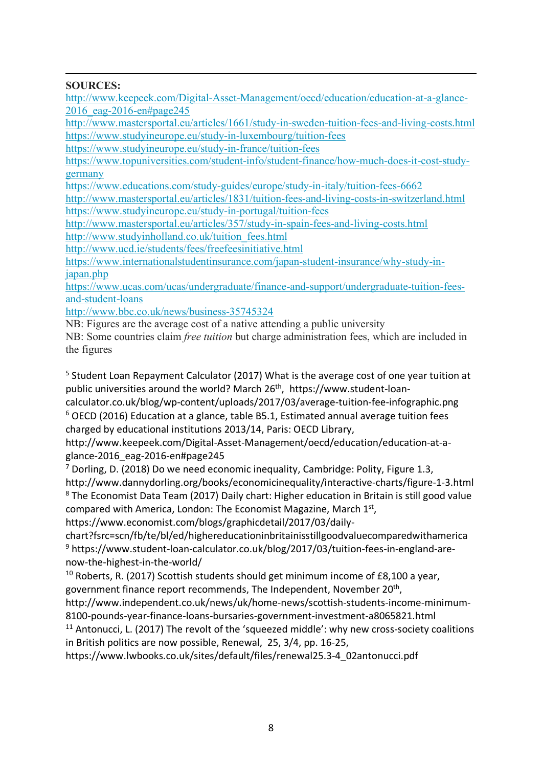**SOURCES:**

http://www.keepeek.com/Digital-Asset-Management/oecd/education/education-at-a-glance-2016_eag-2016-en#page245
http://www.mastersportal.eu/articles/1661/study-in-sweden-tuition-fees-and-living-costs.html
https://www.studyineurope.eu/study-in-luxembourg/tuition-fees
https://www.studyineurope.eu/study-in-france/tuition-fees
https://www.topuniversities.com/student-info/student-finance/how-much-does-it-cost-study-germany
https://www.educations.com/study-guides/europe/study-in-italy/tuition-fees-6662
http://www.mastersportal.eu/articles/1831/tuition-fees-and-living-costs-in-switzerland.html
https://www.studyineurope.eu/study-in-portugal/tuition-fees
http://www.mastersportal.eu/articles/357/study-in-spain-fees-and-living-costs.html
http://www.studyinholland.co.uk/tuition_fees.html
http://www.ucd.ie/students/fees/freefeesinitiative.html
https://www.internationalstudentinsurance.com/japan-student-insurance/why-study-in-japan.php
https://www.ucas.com/ucas/undergraduate/finance-and-support/undergraduate-tuition-fees-and-student-loans
http://www.bbc.co.uk/news/business-35745324

NB: Figures are the average cost of a native attending a public university
NB: Some countries claim *free tuition* but charge administration fees, which are included in the figures

[5] Student Loan Repayment Calculator (2017) What is the average cost of one year tuition at public universities around the world? March 26th, https://www.student-loan-calculator.co.uk/blog/wp-content/uploads/2017/03/average-tuition-fee-infographic.png

[6] OECD (2016) Education at a glance, table B5.1, Estimated annual average tuition fees charged by educational institutions 2013/14, Paris: OECD Library, http://www.keepeek.com/Digital-Asset-Management/oecd/education/education-at-a-glance-2016_eag-2016-en#page245

[7] Dorling, D. (2018) Do we need economic inequality, Cambridge: Polity, Figure 1.3, http://www.dannydorling.org/books/economicinequality/interactive-charts/figure-1-3.html

[8] The Economist Data Team (2017) Daily chart: Higher education in Britain is still good value compared with America, London: The Economist Magazine, March 1st, https://www.economist.com/blogs/graphicdetail/2017/03/daily-chart?fsrc=scn/fb/te/bl/ed/highereducationinbritainisstillgoodvaluecomparedwithamerica

[9] https://www.student-loan-calculator.co.uk/blog/2017/03/tuition-fees-in-england-are-now-the-highest-in-the-world/

[10] Roberts, R. (2017) Scottish students should get minimum income of £8,100 a year, government finance report recommends, The Independent, November 20th, http://www.independent.co.uk/news/uk/home-news/scottish-students-income-minimum-8100-pounds-year-finance-loans-bursaries-government-investment-a8065821.html

[11] Antonucci, L. (2017) The revolt of the 'squeezed middle': why new cross-society coalitions in British politics are now possible, Renewal, 25, 3/4, pp. 16-25, https://www.lwbooks.co.uk/sites/default/files/renewal25.3-4_02antonucci.pdf